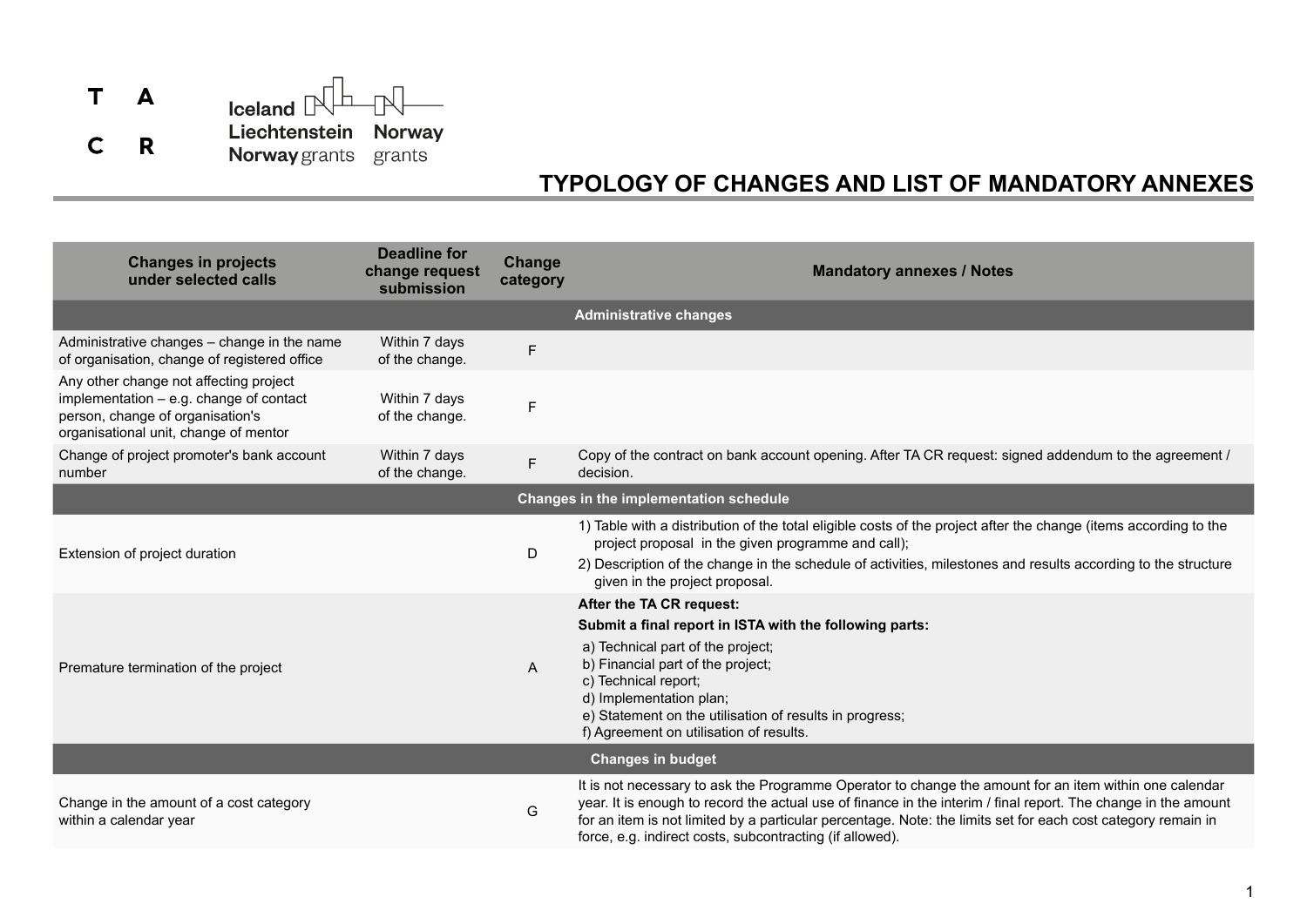# TYPOLOGY OF CHANGES AND LIST OF MANDATORY ANNEXES

| Changes in projects under selected calls | Deadline for change request submission | Change category | Mandatory annexes / Notes |
|---|---|---|---|
| **Administrative changes** | | | |
| Administrative changes – change in the name of organisation, change of registered office | Within 7 days of the change. | F | |
| Any other change not affecting project implementation – e.g. change of contact person, change of organisation's organisational unit, change of mentor | Within 7 days of the change. | F | |
| Change of project promoter's bank account number | Within 7 days of the change. | F | Copy of the contract on bank account opening. After TA CR request: signed addendum to the agreement / decision. |
| **Changes in the implementation schedule** | | | |
| Extension of project duration | | D | 1) Table with a distribution of the total eligible costs of the project after the change (items according to the project proposal in the given programme and call); 2) Description of the change in the schedule of activities, milestones and results according to the structure given in the project proposal. |
| Premature termination of the project | | A | **After the TA CR request:** **Submit a final report in ISTA with the following parts:** a) Technical part of the project; b) Financial part of the project; c) Technical report; d) Implementation plan; e) Statement on the utilisation of results in progress; f) Agreement on utilisation of results. |
| **Changes in budget** | | | |
| Change in the amount of a cost category within a calendar year | | G | It is not necessary to ask the Programme Operator to change the amount for an item within one calendar year. It is enough to record the actual use of finance in the interim / final report. The change in the amount for an item is not limited by a particular percentage. Note: the limits set for each cost category remain in force, e.g. indirect costs, subcontracting (if allowed). |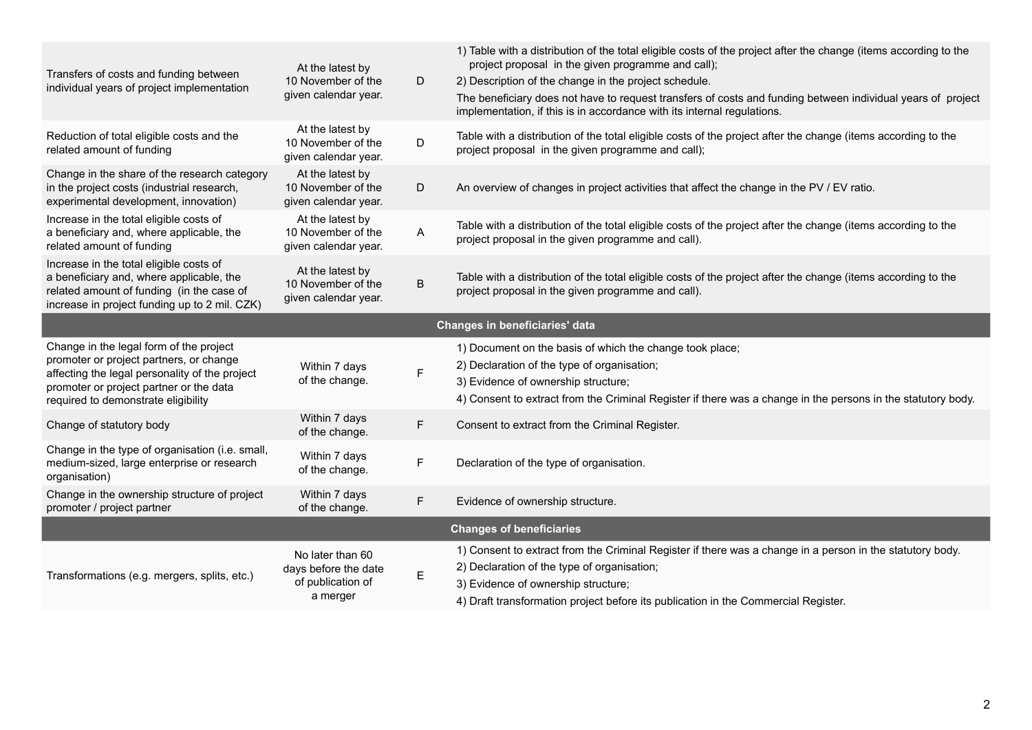| | | | |
|---|---|---|---|
| Transfers of costs and funding between individual years of project implementation | At the latest by 10 November of the given calendar year. | D | 1) Table with a distribution of the total eligible costs of the project after the change (items according to the project proposal in the given programme and call);<br>2) Description of the change in the project schedule.<br>The beneficiary does not have to request transfers of costs and funding between individual years of project implementation, if this is in accordance with its internal regulations. |
| Reduction of total eligible costs and the related amount of funding | At the latest by 10 November of the given calendar year. | D | Table with a distribution of the total eligible costs of the project after the change (items according to the project proposal in the given programme and call); |
| Change in the share of the research category in the project costs (industrial research, experimental development, innovation) | At the latest by 10 November of the given calendar year. | D | An overview of changes in project activities that affect the change in the PV / EV ratio. |
| Increase in the total eligible costs of a beneficiary and, where applicable, the related amount of funding | At the latest by 10 November of the given calendar year. | A | Table with a distribution of the total eligible costs of the project after the change (items according to the project proposal in the given programme and call). |
| Increase in the total eligible costs of a beneficiary and, where applicable, the related amount of funding (in the case of increase in project funding up to 2 mil. CZK) | At the latest by 10 November of the given calendar year. | B | Table with a distribution of the total eligible costs of the project after the change (items according to the project proposal in the given programme and call). |
| **Changes in beneficiaries' data** | | | |
| Change in the legal form of the project promoter or project partners, or change affecting the legal personality of the project promoter or project partner or the data required to demonstrate eligibility | Within 7 days of the change. | F | 1) Document on the basis of which the change took place;<br>2) Declaration of the type of organisation;<br>3) Evidence of ownership structure;<br>4) Consent to extract from the Criminal Register if there was a change in the persons in the statutory body. |
| Change of statutory body | Within 7 days of the change. | F | Consent to extract from the Criminal Register. |
| Change in the type of organisation (i.e. small, medium-sized, large enterprise or research organisation) | Within 7 days of the change. | F | Declaration of the type of organisation. |
| Change in the ownership structure of project promoter / project partner | Within 7 days of the change. | F | Evidence of ownership structure. |
| **Changes of beneficiaries** | | | |
| Transformations (e.g. mergers, splits, etc.) | No later than 60 days before the date of publication of a merger | E | 1) Consent to extract from the Criminal Register if there was a change in a person in the statutory body.<br>2) Declaration of the type of organisation;<br>3) Evidence of ownership structure;<br>4) Draft transformation project before its publication in the Commercial Register. |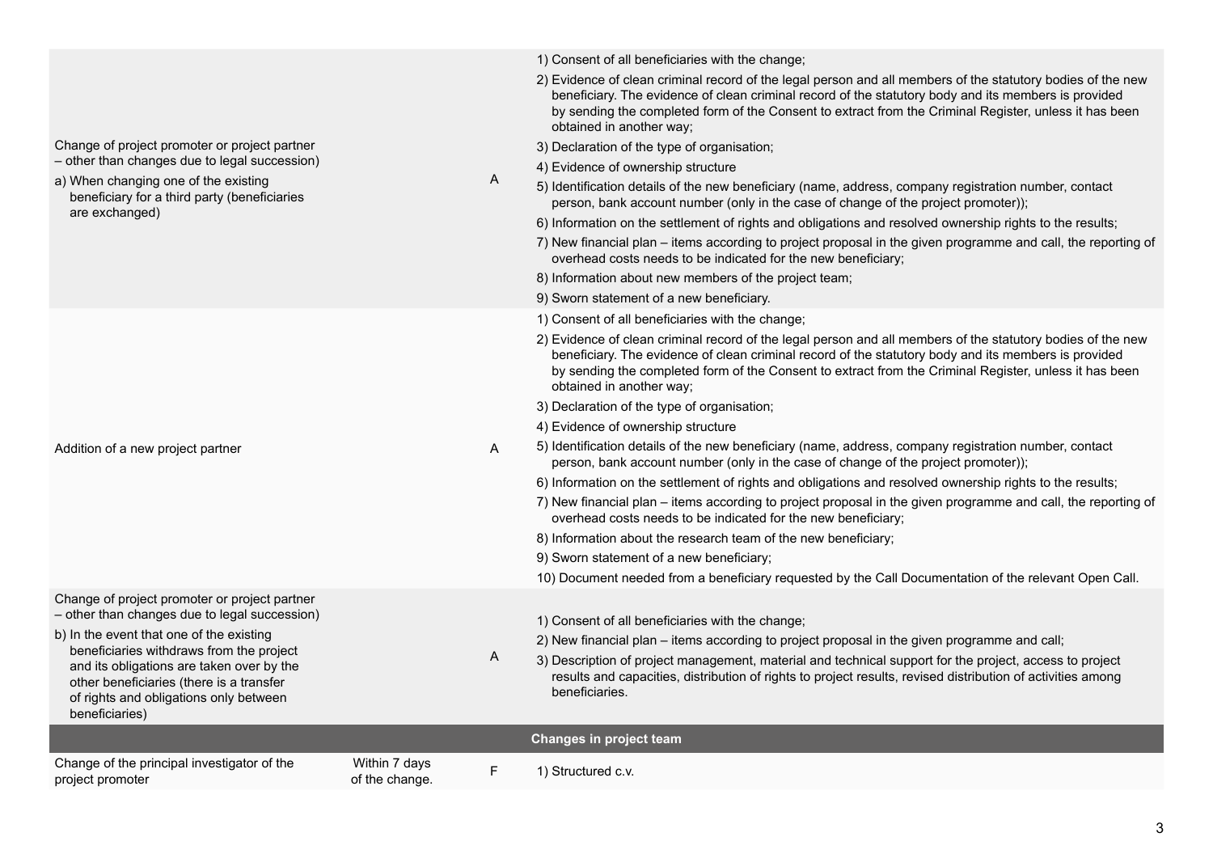| | | | |
|---|---|---|---|
| Change of project promoter or project partner – other than changes due to legal succession)<br>a) When changing one of the existing beneficiary for a third party (beneficiaries are exchanged) | | A | 1) Consent of all beneficiaries with the change;<br>2) Evidence of clean criminal record of the legal person and all members of the statutory bodies of the new beneficiary. The evidence of clean criminal record of the statutory body and its members is provided by sending the completed form of the Consent to extract from the Criminal Register, unless it has been obtained in another way;<br>3) Declaration of the type of organisation;<br>4) Evidence of ownership structure<br>5) Identification details of the new beneficiary (name, address, company registration number, contact person, bank account number (only in the case of change of the project promoter));<br>6) Information on the settlement of rights and obligations and resolved ownership rights to the results;<br>7) New financial plan – items according to project proposal in the given programme and call, the reporting of overhead costs needs to be indicated for the new beneficiary;<br>8) Information about new members of the project team;<br>9) Sworn statement of a new beneficiary. |
| Addition of a new project partner | | A | 1) Consent of all beneficiaries with the change;<br>2) Evidence of clean criminal record of the legal person and all members of the statutory bodies of the new beneficiary. The evidence of clean criminal record of the statutory body and its members is provided by sending the completed form of the Consent to extract from the Criminal Register, unless it has been obtained in another way;<br>3) Declaration of the type of organisation;<br>4) Evidence of ownership structure<br>5) Identification details of the new beneficiary (name, address, company registration number, contact person, bank account number (only in the case of change of the project promoter));<br>6) Information on the settlement of rights and obligations and resolved ownership rights to the results;<br>7) New financial plan – items according to project proposal in the given programme and call, the reporting of overhead costs needs to be indicated for the new beneficiary;<br>8) Information about the research team of the new beneficiary;<br>9) Sworn statement of a new beneficiary;<br>10) Document needed from a beneficiary requested by the Call Documentation of the relevant Open Call. |
| Change of project promoter or project partner – other than changes due to legal succession)<br>b) In the event that one of the existing beneficiaries withdraws from the project and its obligations are taken over by the other beneficiaries (there is a transfer of rights and obligations only between beneficiaries) | | A | 1) Consent of all beneficiaries with the change;<br>2) New financial plan – items according to project proposal in the given programme and call;<br>3) Description of project management, material and technical support for the project, access to project results and capacities, distribution of rights to project results, revised distribution of activities among beneficiaries. |
| **Changes in project team** | | | |
| Change of the principal investigator of the project promoter | Within 7 days of the change. | F | 1) Structured c.v. |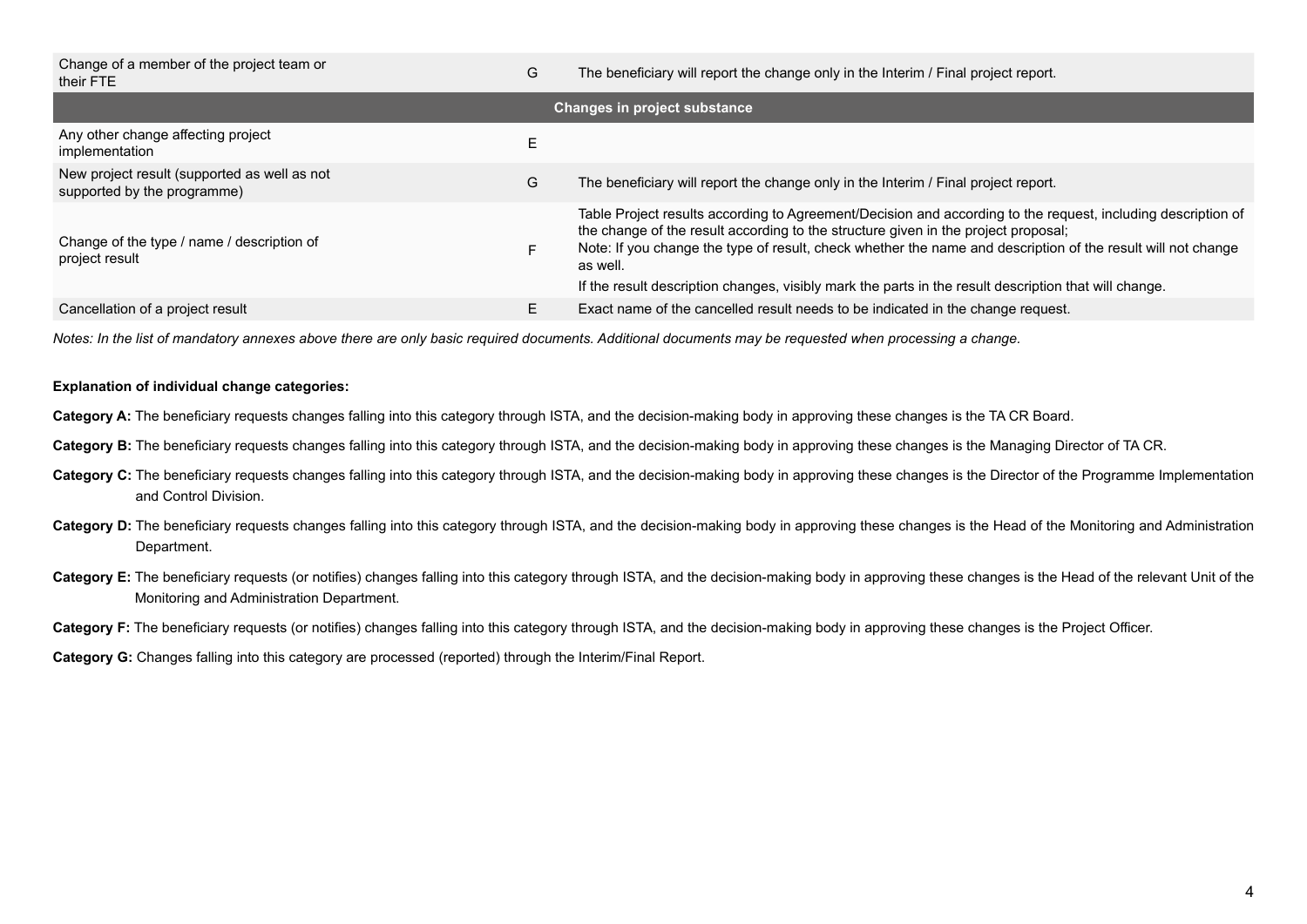| | | |
|---|---|---|
| Change of a member of the project team or their FTE | G | The beneficiary will report the change only in the Interim / Final project report. |
| **Changes in project substance** | | |
| Any other change affecting project implementation | E | |
| New project result (supported as well as not supported by the programme) | G | The beneficiary will report the change only in the Interim / Final project report. |
| Change of the type / name / description of project result | F | Table Project results according to Agreement/Decision and according to the request, including description of the change of the result according to the structure given in the project proposal;<br>Note: If you change the type of result, check whether the name and description of the result will not change as well.<br>If the result description changes, visibly mark the parts in the result description that will change. |
| Cancellation of a project result | E | Exact name of the cancelled result needs to be indicated in the change request. |

*Notes: In the list of mandatory annexes above there are only basic required documents. Additional documents may be requested when processing a change.*

**Explanation of individual change categories:**

**Category A:** The beneficiary requests changes falling into this category through ISTA, and the decision-making body in approving these changes is the TA CR Board.

**Category B:** The beneficiary requests changes falling into this category through ISTA, and the decision-making body in approving these changes is the Managing Director of TA CR.

**Category C:** The beneficiary requests changes falling into this category through ISTA, and the decision-making body in approving these changes is the Director of the Programme Implementation and Control Division.

**Category D:** The beneficiary requests changes falling into this category through ISTA, and the decision-making body in approving these changes is the Head of the Monitoring and Administration Department.

**Category E:** The beneficiary requests (or notifies) changes falling into this category through ISTA, and the decision-making body in approving these changes is the Head of the relevant Unit of the Monitoring and Administration Department.

**Category F:** The beneficiary requests (or notifies) changes falling into this category through ISTA, and the decision-making body in approving these changes is the Project Officer.

**Category G:** Changes falling into this category are processed (reported) through the Interim/Final Report.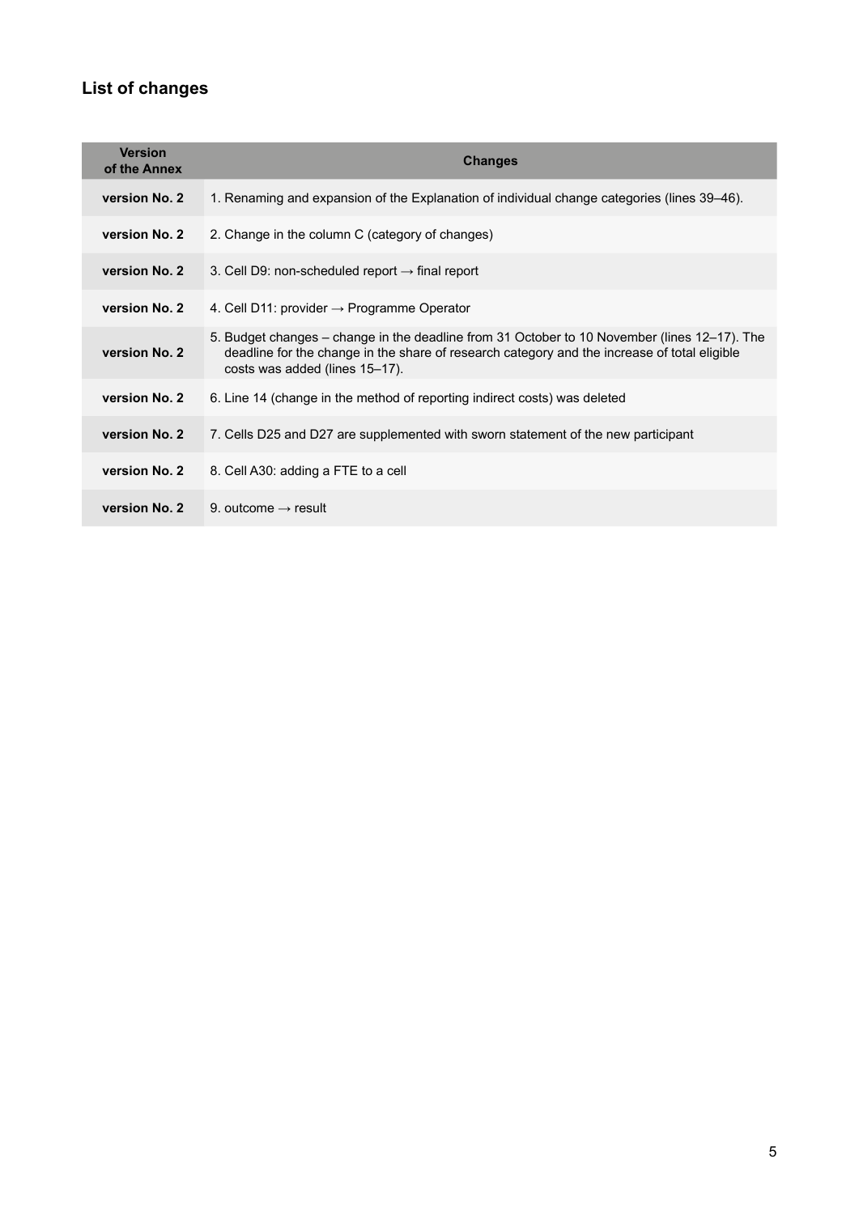## List of changes

| Version of the Annex | Changes |
|---|---|
| **version No. 2** | 1. Renaming and expansion of the Explanation of individual change categories (lines 39–46). |
| **version No. 2** | 2. Change in the column C (category of changes) |
| **version No. 2** | 3. Cell D9: non-scheduled report → final report |
| **version No. 2** | 4. Cell D11: provider → Programme Operator |
| **version No. 2** | 5. Budget changes – change in the deadline from 31 October to 10 November (lines 12–17). The deadline for the change in the share of research category and the increase of total eligible costs was added (lines 15–17). |
| **version No. 2** | 6. Line 14 (change in the method of reporting indirect costs) was deleted |
| **version No. 2** | 7. Cells D25 and D27 are supplemented with sworn statement of the new participant |
| **version No. 2** | 8. Cell A30: adding a FTE to a cell |
| **version No. 2** | 9. outcome → result |